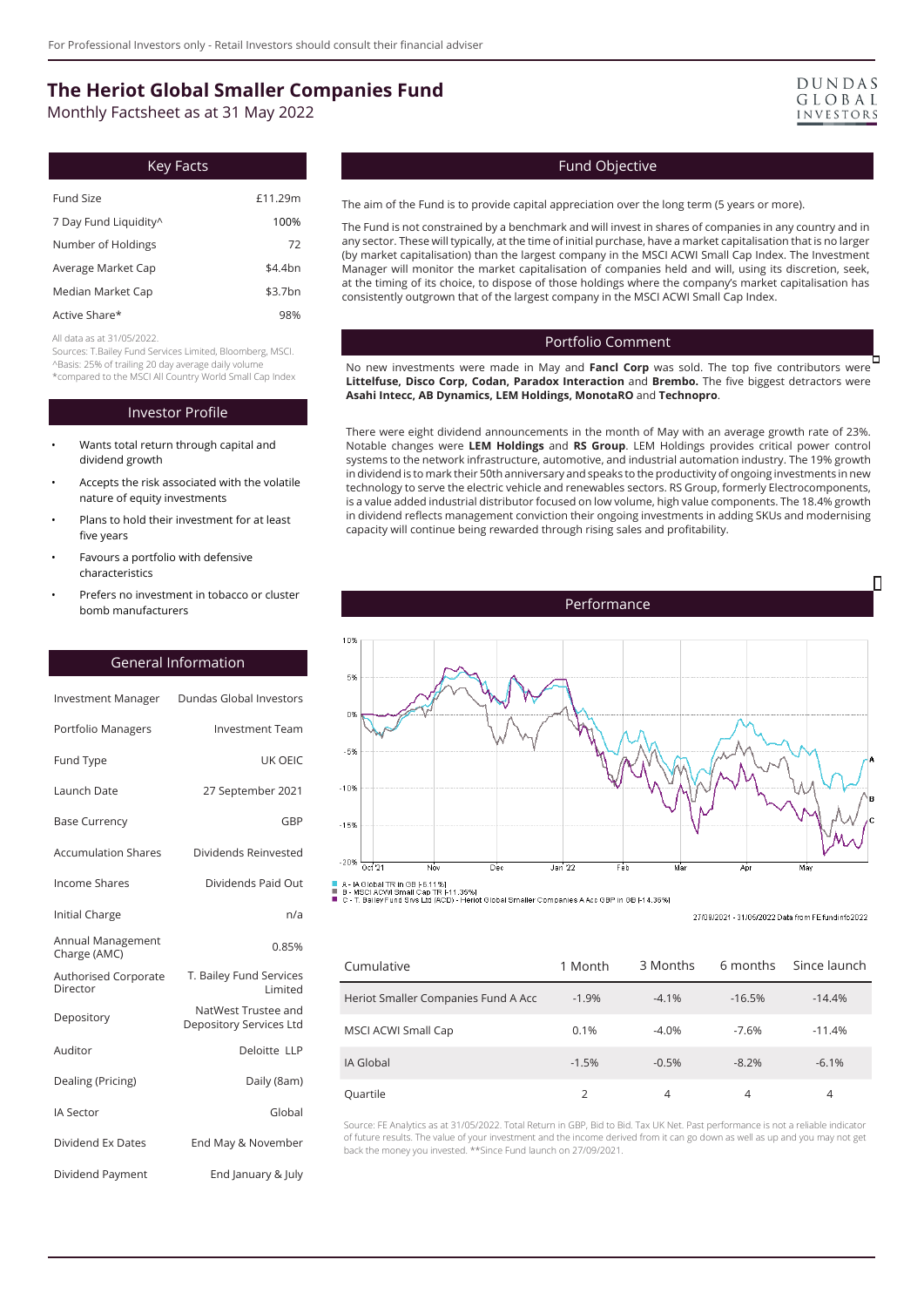For Professional Investors only - Retail Investors should consult their financial adviser

# The Heriot Global Smaller Companies Fund

Monthly Factsheet as at 31 May 2022

DUNDAS GLOBAL INVESTORS

## Key Facts

| | |
|---|---|
| Fund Size | £11.29m |
| 7 Day Fund Liquidity^ | 100% |
| Number of Holdings | 72 |
| Average Market Cap | $4.4bn |
| Median Market Cap | $3.7bn |
| Active Share* | 98% |

All data as at 31/05/2022.
Sources: T.Bailey Fund Services Limited, Bloomberg, MSCI.
^Basis: 25% of trailing 20 day average daily volume
*compared to the MSCI All Country World Small Cap Index

## Investor Profile

- Wants total return through capital and dividend growth
- Accepts the risk associated with the volatile nature of equity investments
- Plans to hold their investment for at least five years
- Favours a portfolio with defensive characteristics
- Prefers no investment in tobacco or cluster bomb manufacturers

## General Information

| | |
|---|---|
| Investment Manager | Dundas Global Investors |
| Portfolio Managers | Investment Team |
| Fund Type | UK OEIC |
| Launch Date | 27 September 2021 |
| Base Currency | GBP |
| Accumulation Shares | Dividends Reinvested |
| Income Shares | Dividends Paid Out |
| Initial Charge | n/a |
| Annual Management Charge (AMC) | 0.85% |
| Authorised Corporate Director | T. Bailey Fund Services Limited |
| Depository | NatWest Trustee and Depository Services Ltd |
| Auditor | Deloitte LLP |
| Dealing (Pricing) | Daily (8am) |
| IA Sector | Global |
| Dividend Ex Dates | End May & November |
| Dividend Payment | End January & July |

## Fund Objective

The aim of the Fund is to provide capital appreciation over the long term (5 years or more).

The Fund is not constrained by a benchmark and will invest in shares of companies in any country and in any sector. These will typically, at the time of initial purchase, have a market capitalisation that is no larger (by market capitalisation) than the largest company in the MSCI ACWI Small Cap Index. The Investment Manager will monitor the market capitalisation of companies held and will, using its discretion, seek, at the timing of its choice, to dispose of those holdings where the company's market capitalisation has consistently outgrown that of the largest company in the MSCI ACWI Small Cap Index.

## Portfolio Comment

No new investments were made in May and **Fancl Corp** was sold. The top five contributors were **Littelfuse, Disco Corp, Codan, Paradox Interaction** and **Brembo.** The five biggest detractors were **Asahi Intecc, AB Dynamics, LEM Holdings, MonotaRO** and **Technopro**.

There were eight dividend announcements in the month of May with an average growth rate of 23%. Notable changes were **LEM Holdings** and **RS Group**. LEM Holdings provides critical power control systems to the network infrastructure, automotive, and industrial automation industry. The 19% growth in dividend is to mark their 50th anniversary and speaks to the productivity of ongoing investments in new technology to serve the electric vehicle and renewables sectors. RS Group, formerly Electrocomponents, is a value added industrial distributor focused on low volume, high value components. The 18.4% growth in dividend reflects management conviction their ongoing investments in adding SKUs and modernising capacity will continue being rewarded through rising sales and profitability.

## Performance

A - IA Global TR in GB [-5.11%]
B - MSCI ACWI Small Cap TR [-11.35%]
C - T. Bailey Fund Srvs Ltd (ACD) - Heriot Global Smaller Companies A Acc GBP in GB [-14.36%]

27/09/2021 - 31/05/2022 Data from FE fundinfo2022

| Cumulative | 1 Month | 3 Months | 6 months | Since launch |
|---|---|---|---|---|
| Heriot Smaller Companies Fund A Acc | -1.9% | -4.1% | -16.5% | -14.4% |
| MSCI ACWI Small Cap | 0.1% | -4.0% | -7.6% | -11.4% |
| IA Global | -1.5% | -0.5% | -8.2% | -6.1% |
| Quartile | 2 | 4 | 4 | 4 |

Source: FE Analytics as at 31/05/2022. Total Return in GBP, Bid to Bid. Tax UK Net. Past performance is not a reliable indicator of future results. The value of your investment and the income derived from it can go down as well as up and you may not get back the money you invested. **Since Fund launch on 27/09/2021.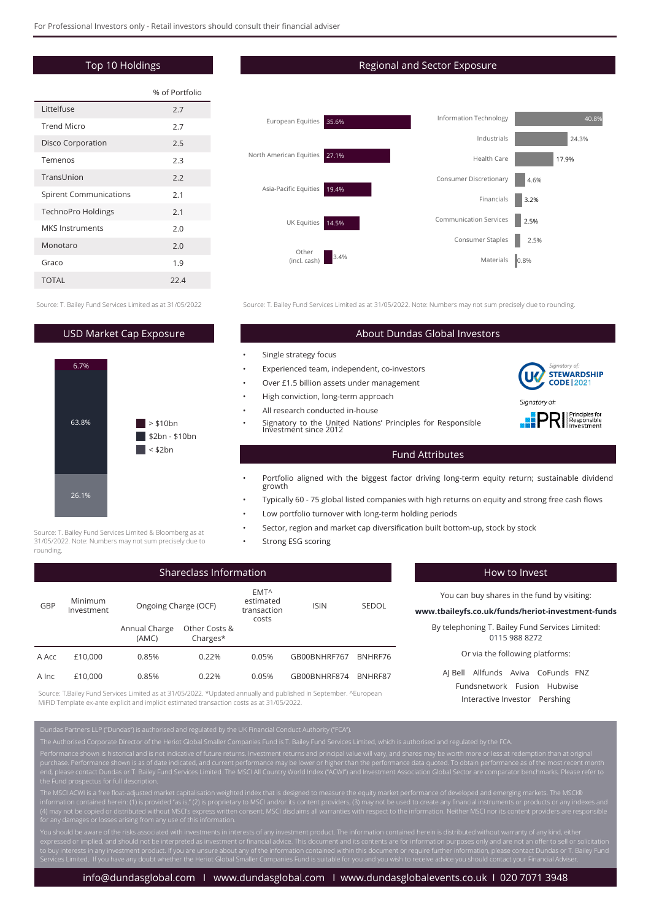For Professional Investors only - Retail investors should consult their financial adviser

## Top 10 Holdings

| | % of Portfolio |
|---|---|
| Littelfuse | 2.7 |
| Trend Micro | 2.7 |
| Disco Corporation | 2.5 |
| Temenos | 2.3 |
| TransUnion | 2.2 |
| Spirent Communications | 2.1 |
| TechnoPro Holdings | 2.1 |
| MKS Instruments | 2.0 |
| Monotaro | 2.0 |
| Graco | 1.9 |
| TOTAL | 22.4 |

Source: T. Bailey Fund Services Limited as at 31/05/2022

## Regional and Sector Exposure

European Equities 35.6%
North American Equities 27.1%
Asia-Pacific Equities 19.4%
UK Equities 14.5%
Other (incl. cash) 3.4%

Information Technology 40.8%
Industrials 24.3%
Health Care 17.9%
Consumer Discretionary 4.6%
Financials 3.2%
Communication Services 2.5%
Consumer Staples 2.5%
Materials 0.8%

Source: T. Bailey Fund Services Limited as at 31/05/2022. Note: Numbers may not sum precisely due to rounding.

## USD Market Cap Exposure

6.7%
63.8%
26.1%

> $10bn
$2bn - $10bn
< $2bn

Source: T. Bailey Fund Services Limited & Bloomberg as at 31/05/2022. Note: Numbers may not sum precisely due to rounding.

## About Dundas Global Investors

- Single strategy focus
- Experienced team, independent, co-investors
- Over £1.5 billion assets under management
- High conviction, long-term approach
- All research conducted in-house
- Signatory to the United Nations' Principles for Responsible Investment since 2012

Signatory of: UK STEWARDSHIP CODE | 2021

Signatory of: PRI Principles for Responsible Investment

## Fund Attributes

- Portfolio aligned with the biggest factor driving long-term equity return; sustainable dividend growth
- Typically 60 - 75 global listed companies with high returns on equity and strong free cash flows
- Low portfolio turnover with long-term holding periods
- Sector, region and market cap diversification built bottom-up, stock by stock
- Strong ESG scoring

## Shareclass Information

| GBP | Minimum Investment | Ongoing Charge (OCF) | | EMT^ estimated transaction costs | ISIN | SEDOL |
|---|---|---|---|---|---|---|
| | | Annual Charge (AMC) | Other Costs & Charges* | | | |
| A Acc | £10,000 | 0.85% | 0.22% | 0.05% | GB00BNHRF767 | BNHRF76 |
| A Inc | £10,000 | 0.85% | 0.22% | 0.05% | GB00BNHRF874 | BNHRF87 |

Source: T.Bailey Fund Services Limited as at 31/05/2022. *Updated annually and published in September. ^European MiFID Template ex-ante explicit and implicit estimated transaction costs as at 31/05/2022.

## How to Invest

You can buy shares in the fund by visiting:

**www.tbaileyfs.co.uk/funds/heriot-investment-funds**

By telephoning T. Bailey Fund Services Limited: 0115 988 8272

Or via the following platforms:

AJ Bell Allfunds Aviva CoFunds FNZ Fundsnetwork Fusion Hubwise Interactive Investor Pershing

Dundas Partners LLP ("Dundas") is authorised and regulated by the UK Financial Conduct Authority ("FCA").

The Authorised Corporate Director of the Heriot Global Smaller Companies Fund is T. Bailey Fund Services Limited, which is authorised and regulated by the FCA.

Performance shown is historical and is not indicative of future returns. Investment returns and principal value will vary, and shares may be worth more or less at redemption than at original purchase. Performance shown is as of date indicated, and current performance may be lower or higher than the performance data quoted. To obtain performance as of the most recent month end, please contact Dundas or T. Bailey Fund Services Limited. The MSCI All Country World Index ("ACWI") and Investment Association Global Sector are comparator benchmarks. Please refer to the Fund prospectus for full description.

The MSCI ACWI is a free float-adjusted market capitalisation weighted index that is designed to measure the equity market performance of developed and emerging markets. The MSCI® information contained herein: (1) is provided "as is," (2) is proprietary to MSCI and/or its content providers, (3) may not be used to create any financial instruments or products or any indexes and (4) may not be copied or distributed without MSCI's express written consent. MSCI disclaims all warranties with respect to the information. Neither MSCI nor its content providers are responsible for any damages or losses arising from any use of this information.

You should be aware of the risks associated with investments in interests of any investment product. The information contained herein is distributed without warranty of any kind, either expressed or implied, and should not be interpreted as investment or financial advice. This document and its contents are for information purposes only and are not an offer to sell or solicitation to buy interests in any investment product. If you are unsure about any of the information contained within this document or require further information, please contact Dundas or T. Bailey Fund Services Limited. If you have any doubt whether the Heriot Global Smaller Companies Fund is suitable for you and you wish to receive advice you should contact your Financial Adviser.

info@dundasglobal.com I www.dundasglobal.com I www.dundasglobalevents.co.uk I 020 7071 3948